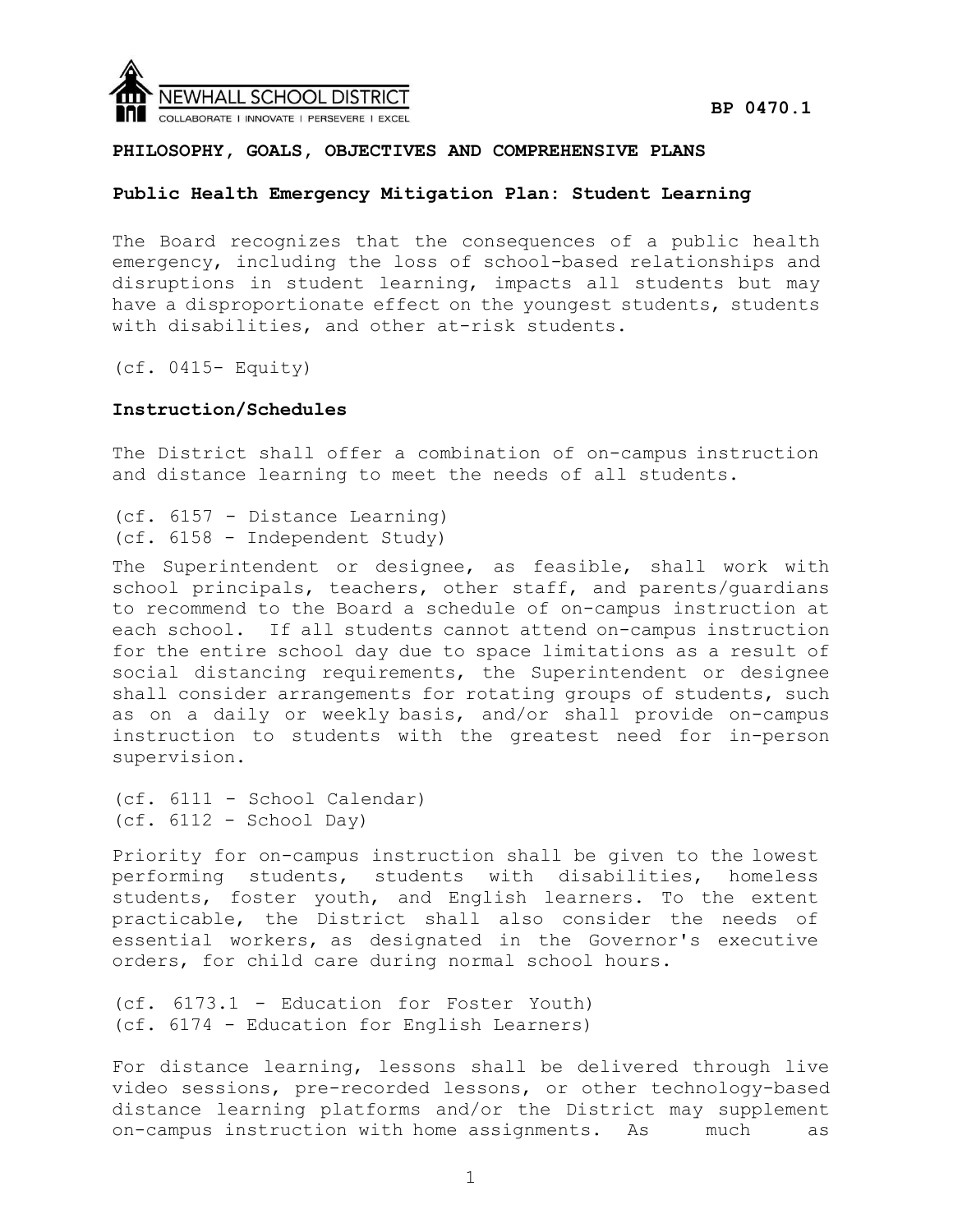NEWHALL SCHOOL DISTRICT

COLLABORATE | INNOVATE | PERSEVERE | EXCEL

**BP 0470.1**

**PHILOSOPHY, GOALS, OBJECTIVES AND COMPREHENSIVE PLANS**

**Public Health Emergency Mitigation Plan: Student Learning**

The Board recognizes that the consequences of a public health emergency, including the loss of school-based relationships and disruptions in student learning, impacts all students but may have a disproportionate effect on the youngest students, students with disabilities, and other at-risk students.

(cf. 0415- Equity)

**Instruction/Schedules**

The District shall offer a combination of on-campus instruction and distance learning to meet the needs of all students.

(cf. 6157 - Distance Learning)
(cf. 6158 - Independent Study)

The Superintendent or designee, as feasible, shall work with school principals, teachers, other staff, and parents/guardians to recommend to the Board a schedule of on-campus instruction at each school. If all students cannot attend on-campus instruction for the entire school day due to space limitations as a result of social distancing requirements, the Superintendent or designee shall consider arrangements for rotating groups of students, such as on a daily or weekly basis, and/or shall provide on-campus instruction to students with the greatest need for in-person supervision.

(cf. 6111 - School Calendar)
(cf. 6112 - School Day)

Priority for on-campus instruction shall be given to the lowest performing students, students with disabilities, homeless students, foster youth, and English learners. To the extent practicable, the District shall also consider the needs of essential workers, as designated in the Governor's executive orders, for child care during normal school hours.

(cf. 6173.1 - Education for Foster Youth)
(cf. 6174 - Education for English Learners)

For distance learning, lessons shall be delivered through live video sessions, pre-recorded lessons, or other technology-based distance learning platforms and/or the District may supplement on-campus instruction with home assignments. As much as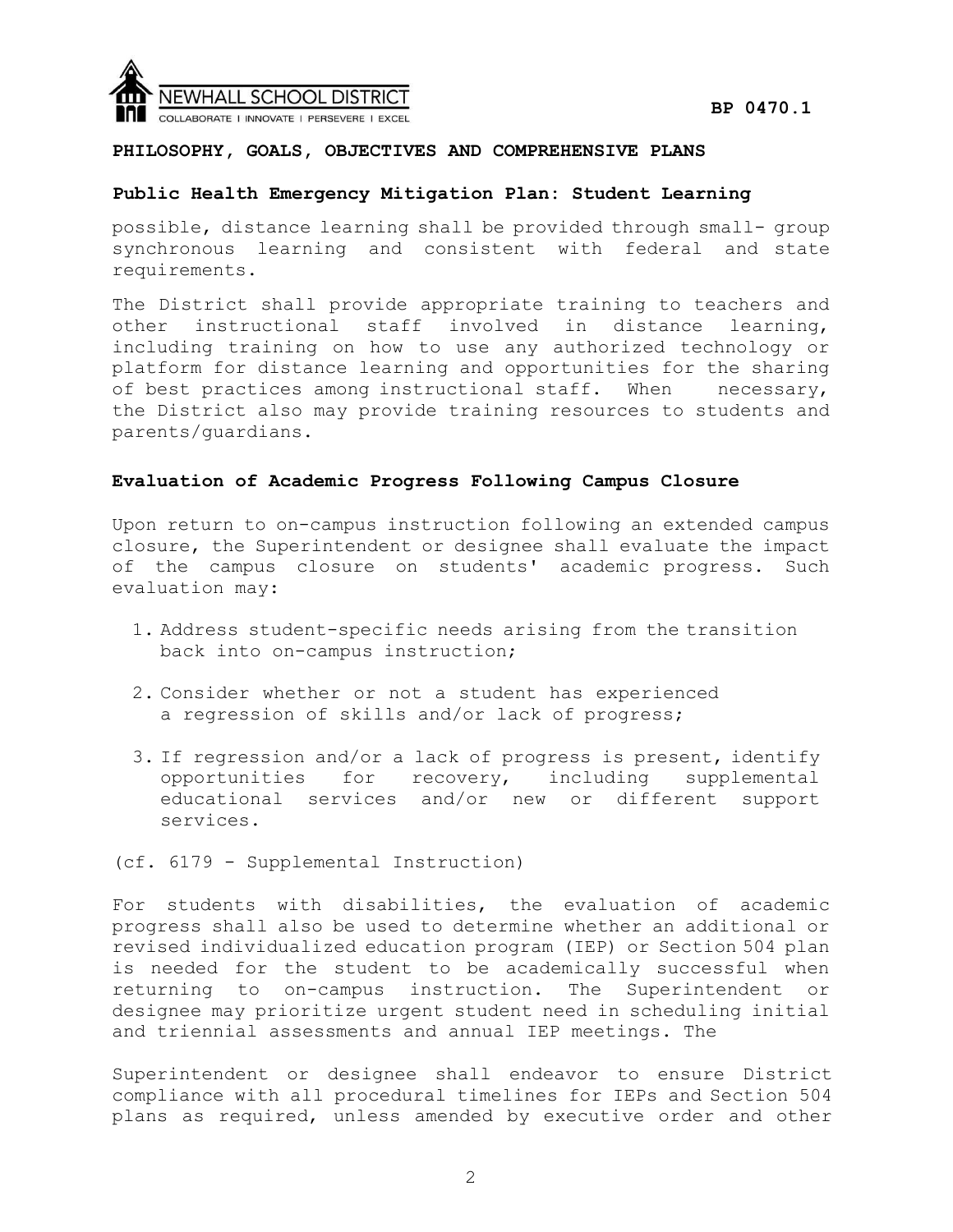possible, distance learning shall be provided through small- group synchronous learning and consistent with federal and state requirements.

The District shall provide appropriate training to teachers and other instructional staff involved in distance learning, including training on how to use any authorized technology or platform for distance learning and opportunities for the sharing of best practices among instructional staff. When necessary, the District also may provide training resources to students and parents/guardians.

### Evaluation of Academic Progress Following Campus Closure

Upon return to on-campus instruction following an extended campus closure, the Superintendent or designee shall evaluate the impact of the campus closure on students' academic progress. Such evaluation may:

1. Address student-specific needs arising from the transition back into on-campus instruction;
2. Consider whether or not a student has experienced a regression of skills and/or lack of progress;
3. If regression and/or a lack of progress is present, identify opportunities for recovery, including supplemental educational services and/or new or different support services.

(cf. 6179 - Supplemental Instruction)

For students with disabilities, the evaluation of academic progress shall also be used to determine whether an additional or revised individualized education program (IEP) or Section 504 plan is needed for the student to be academically successful when returning to on-campus instruction. The Superintendent or designee may prioritize urgent student need in scheduling initial and triennial assessments and annual IEP meetings. The

Superintendent or designee shall endeavor to ensure District compliance with all procedural timelines for IEPs and Section 504 plans as required, unless amended by executive order and other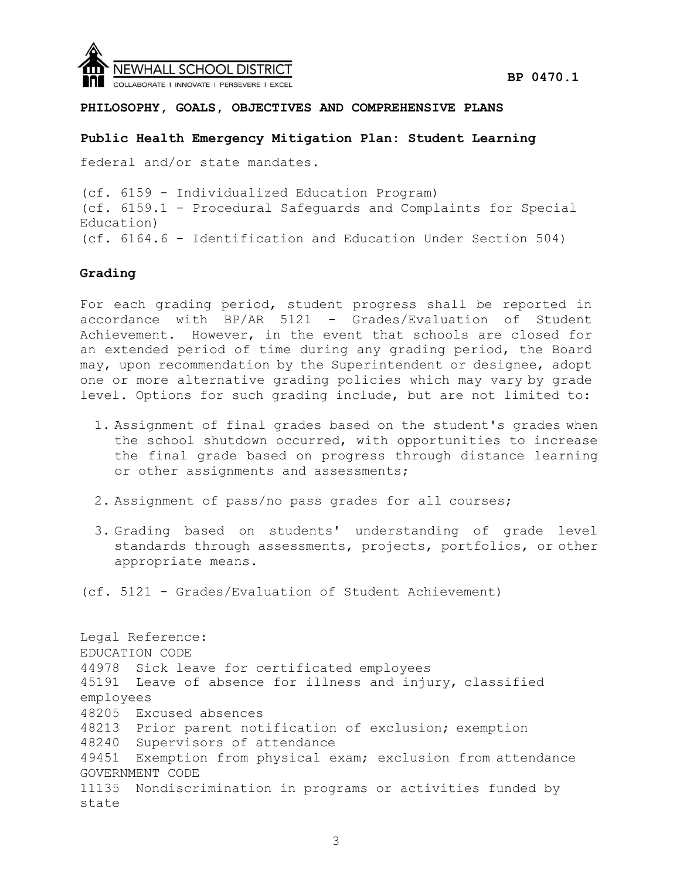federal and/or state mandates.

(cf. 6159 - Individualized Education Program)
(cf. 6159.1 - Procedural Safeguards and Complaints for Special Education)
(cf. 6164.6 - Identification and Education Under Section 504)

**Grading**

For each grading period, student progress shall be reported in accordance with BP/AR 5121 - Grades/Evaluation of Student Achievement. However, in the event that schools are closed for an extended period of time during any grading period, the Board may, upon recommendation by the Superintendent or designee, adopt one or more alternative grading policies which may vary by grade level. Options for such grading include, but are not limited to:

1. Assignment of final grades based on the student's grades when the school shutdown occurred, with opportunities to increase the final grade based on progress through distance learning or other assignments and assessments;

2. Assignment of pass/no pass grades for all courses;

3. Grading based on students' understanding of grade level standards through assessments, projects, portfolios, or other appropriate means.

(cf. 5121 - Grades/Evaluation of Student Achievement)

Legal Reference:
EDUCATION CODE
44978 Sick leave for certificated employees
45191 Leave of absence for illness and injury, classified employees
48205 Excused absences
48213 Prior parent notification of exclusion; exemption
48240 Supervisors of attendance
49451 Exemption from physical exam; exclusion from attendance
GOVERNMENT CODE
11135 Nondiscrimination in programs or activities funded by state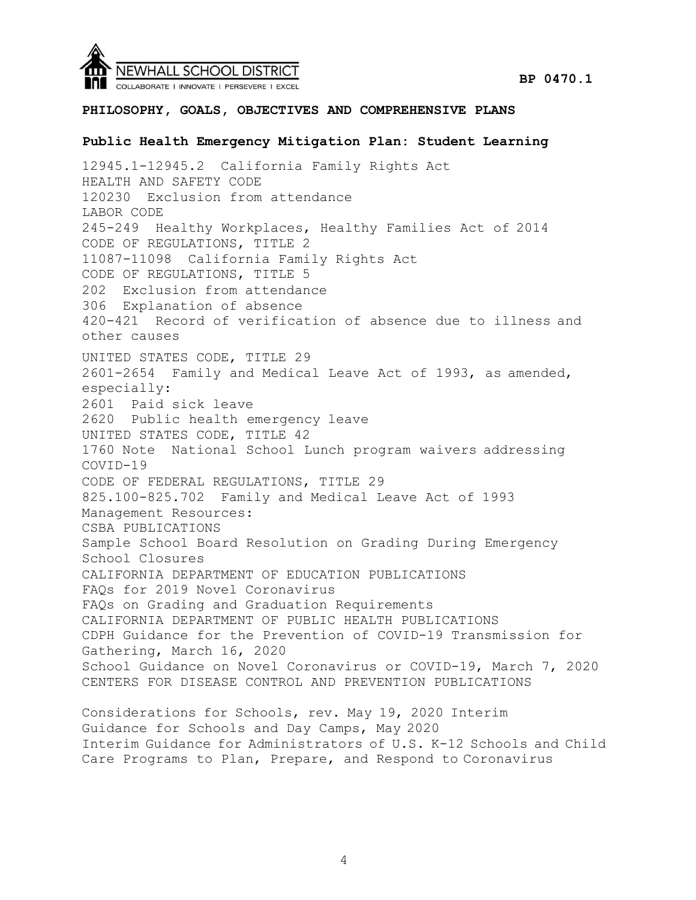**PHILOSOPHY, GOALS, OBJECTIVES AND COMPREHENSIVE PLANS**

**Public Health Emergency Mitigation Plan: Student Learning**

12945.1-12945.2 California Family Rights Act
HEALTH AND SAFETY CODE
120230 Exclusion from attendance
LABOR CODE
245-249 Healthy Workplaces, Healthy Families Act of 2014
CODE OF REGULATIONS, TITLE 2
11087-11098 California Family Rights Act
CODE OF REGULATIONS, TITLE 5
202 Exclusion from attendance
306 Explanation of absence
420-421 Record of verification of absence due to illness and other causes

UNITED STATES CODE, TITLE 29
2601-2654 Family and Medical Leave Act of 1993, as amended, especially:
2601 Paid sick leave
2620 Public health emergency leave
UNITED STATES CODE, TITLE 42
1760 Note National School Lunch program waivers addressing COVID-19
CODE OF FEDERAL REGULATIONS, TITLE 29
825.100-825.702 Family and Medical Leave Act of 1993
Management Resources:
CSBA PUBLICATIONS
Sample School Board Resolution on Grading During Emergency School Closures
CALIFORNIA DEPARTMENT OF EDUCATION PUBLICATIONS
FAQs for 2019 Novel Coronavirus
FAQs on Grading and Graduation Requirements
CALIFORNIA DEPARTMENT OF PUBLIC HEALTH PUBLICATIONS
CDPH Guidance for the Prevention of COVID-19 Transmission for Gathering, March 16, 2020
School Guidance on Novel Coronavirus or COVID-19, March 7, 2020
CENTERS FOR DISEASE CONTROL AND PREVENTION PUBLICATIONS

Considerations for Schools, rev. May 19, 2020 Interim Guidance for Schools and Day Camps, May 2020
Interim Guidance for Administrators of U.S. K-12 Schools and Child Care Programs to Plan, Prepare, and Respond to Coronavirus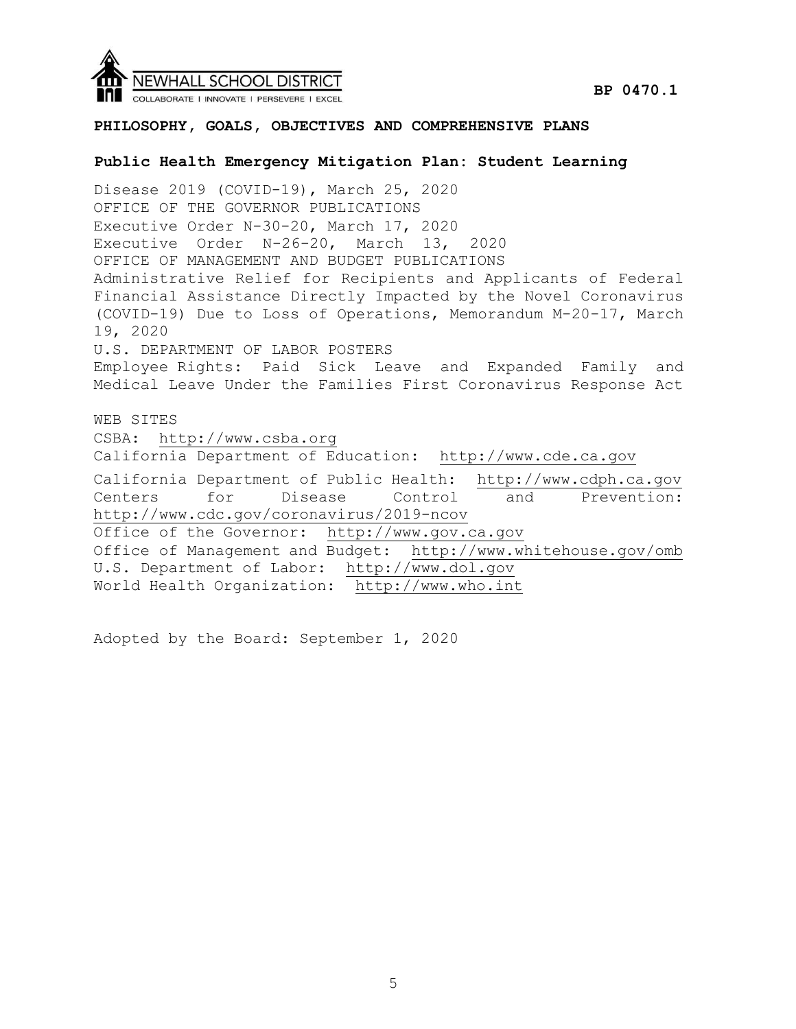**PHILOSOPHY, GOALS, OBJECTIVES AND COMPREHENSIVE PLANS**

**Public Health Emergency Mitigation Plan: Student Learning**

Disease 2019 (COVID-19), March 25, 2020
OFFICE OF THE GOVERNOR PUBLICATIONS
Executive Order N-30-20, March 17, 2020
Executive Order N-26-20, March 13, 2020
OFFICE OF MANAGEMENT AND BUDGET PUBLICATIONS
Administrative Relief for Recipients and Applicants of Federal Financial Assistance Directly Impacted by the Novel Coronavirus (COVID-19) Due to Loss of Operations, Memorandum M-20-17, March 19, 2020
U.S. DEPARTMENT OF LABOR POSTERS
Employee Rights: Paid Sick Leave and Expanded Family and Medical Leave Under the Families First Coronavirus Response Act

WEB SITES
CSBA: http://www.csba.org
California Department of Education: http://www.cde.ca.gov
California Department of Public Health: http://www.cdph.ca.gov
Centers for Disease Control and Prevention: http://www.cdc.gov/coronavirus/2019-ncov
Office of the Governor: http://www.gov.ca.gov
Office of Management and Budget: http://www.whitehouse.gov/omb
U.S. Department of Labor: http://www.dol.gov
World Health Organization: http://www.who.int

Adopted by the Board: September 1, 2020